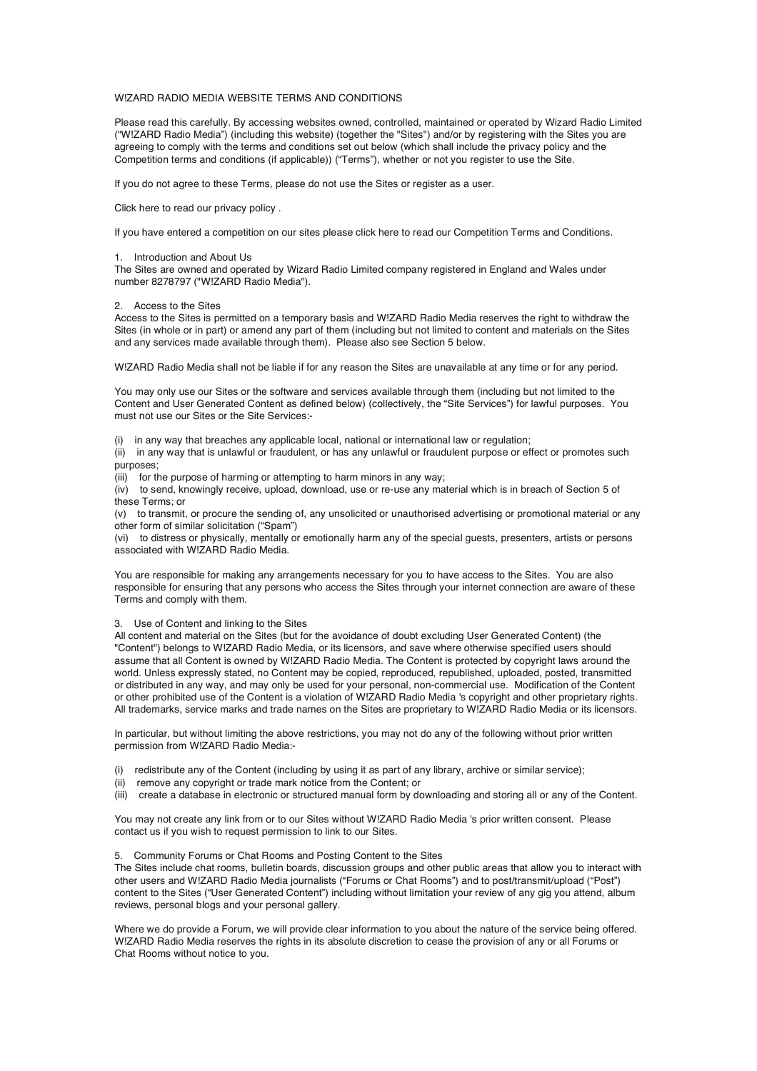# W!ZARD RADIO MEDIA WEBSITE TERMS AND CONDITIONS

Please read this carefully. By accessing websites owned, controlled, maintained or operated by Wizard Radio Limited ("W!ZARD Radio Media") (including this website) (together the "Sites") and/or by registering with the Sites you are agreeing to comply with the terms and conditions set out below (which shall include the privacy policy and the Competition terms and conditions (if applicable)) ("Terms"), whether or not you register to use the Site.

If you do not agree to these Terms, please do not use the Sites or register as a user.

Click here to read our privacy policy .

If you have entered a competition on our sites please click here to read our Competition Terms and Conditions.

## 1. Introduction and About Us

The Sites are owned and operated by Wizard Radio Limited company registered in England and Wales under number 8278797 ("W!ZARD Radio Media").

## 2. Access to the Sites

Access to the Sites is permitted on a temporary basis and W!ZARD Radio Media reserves the right to withdraw the Sites (in whole or in part) or amend any part of them (including but not limited to content and materials on the Sites and any services made available through them). Please also see Section 5 below.

W!ZARD Radio Media shall not be liable if for any reason the Sites are unavailable at any time or for any period.

You may only use our Sites or the software and services available through them (including but not limited to the Content and User Generated Content as defined below) (collectively, the "Site Services") for lawful purposes. You must not use our Sites or the Site Services:-

(i) in any way that breaches any applicable local, national or international law or regulation;
(ii) in any way that is unlawful or fraudulent, or has any unlawful or fraudulent purpose or effect or promotes such purposes;
(iii) for the purpose of harming or attempting to harm minors in any way;
(iv) to send, knowingly receive, upload, download, use or re-use any material which is in breach of Section 5 of these Terms; or
(v) to transmit, or procure the sending of, any unsolicited or unauthorised advertising or promotional material or any other form of similar solicitation ("Spam")
(vi) to distress or physically, mentally or emotionally harm any of the special guests, presenters, artists or persons associated with W!ZARD Radio Media.

You are responsible for making any arrangements necessary for you to have access to the Sites. You are also responsible for ensuring that any persons who access the Sites through your internet connection are aware of these Terms and comply with them.

## 3. Use of Content and linking to the Sites

All content and material on the Sites (but for the avoidance of doubt excluding User Generated Content) (the "Content") belongs to W!ZARD Radio Media, or its licensors, and save where otherwise specified users should assume that all Content is owned by W!ZARD Radio Media. The Content is protected by copyright laws around the world. Unless expressly stated, no Content may be copied, reproduced, republished, uploaded, posted, transmitted or distributed in any way, and may only be used for your personal, non-commercial use. Modification of the Content or other prohibited use of the Content is a violation of W!ZARD Radio Media 's copyright and other proprietary rights. All trademarks, service marks and trade names on the Sites are proprietary to W!ZARD Radio Media or its licensors.

In particular, but without limiting the above restrictions, you may not do any of the following without prior written permission from W!ZARD Radio Media:-

(i) redistribute any of the Content (including by using it as part of any library, archive or similar service);
(ii) remove any copyright or trade mark notice from the Content; or
(iii) create a database in electronic or structured manual form by downloading and storing all or any of the Content.

You may not create any link from or to our Sites without W!ZARD Radio Media 's prior written consent. Please contact us if you wish to request permission to link to our Sites.

## 5. Community Forums or Chat Rooms and Posting Content to the Sites

The Sites include chat rooms, bulletin boards, discussion groups and other public areas that allow you to interact with other users and W!ZARD Radio Media journalists ("Forums or Chat Rooms") and to post/transmit/upload ("Post") content to the Sites ("User Generated Content") including without limitation your review of any gig you attend, album reviews, personal blogs and your personal gallery.

Where we do provide a Forum, we will provide clear information to you about the nature of the service being offered. W!ZARD Radio Media reserves the rights in its absolute discretion to cease the provision of any or all Forums or Chat Rooms without notice to you.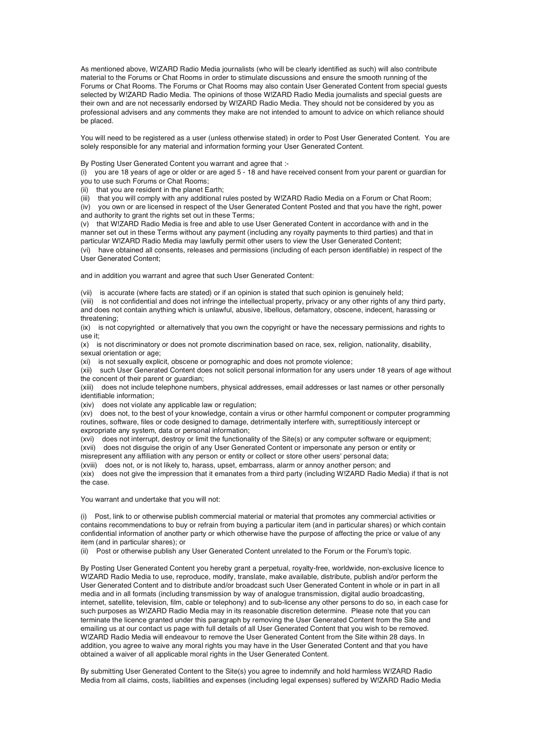As mentioned above, W!ZARD Radio Media journalists (who will be clearly identified as such) will also contribute material to the Forums or Chat Rooms in order to stimulate discussions and ensure the smooth running of the Forums or Chat Rooms. The Forums or Chat Rooms may also contain User Generated Content from special guests selected by W!ZARD Radio Media. The opinions of those W!ZARD Radio Media journalists and special guests are their own and are not necessarily endorsed by W!ZARD Radio Media. They should not be considered by you as professional advisers and any comments they make are not intended to amount to advice on which reliance should be placed.

You will need to be registered as a user (unless otherwise stated) in order to Post User Generated Content. You are solely responsible for any material and information forming your User Generated Content.

By Posting User Generated Content you warrant and agree that :-

(i) you are 18 years of age or older or are aged 5 - 18 and have received consent from your parent or guardian for you to use such Forums or Chat Rooms;
(ii) that you are resident in the planet Earth;
(iii) that you will comply with any additional rules posted by W!ZARD Radio Media on a Forum or Chat Room;
(iv) you own or are licensed in respect of the User Generated Content Posted and that you have the right, power and authority to grant the rights set out in these Terms;
(v) that W!ZARD Radio Media is free and able to use User Generated Content in accordance with and in the manner set out in these Terms without any payment (including any royalty payments to third parties) and that in particular W!ZARD Radio Media may lawfully permit other users to view the User Generated Content;
(vi) have obtained all consents, releases and permissions (including of each person identifiable) in respect of the User Generated Content;

and in addition you warrant and agree that such User Generated Content:

(vii) is accurate (where facts are stated) or if an opinion is stated that such opinion is genuinely held;
(viii) is not confidential and does not infringe the intellectual property, privacy or any other rights of any third party, and does not contain anything which is unlawful, abusive, libellous, defamatory, obscene, indecent, harassing or threatening;
(ix) is not copyrighted or alternatively that you own the copyright or have the necessary permissions and rights to use it;
(x) is not discriminatory or does not promote discrimination based on race, sex, religion, nationality, disability, sexual orientation or age;
(xi) is not sexually explicit, obscene or pornographic and does not promote violence;
(xii) such User Generated Content does not solicit personal information for any users under 18 years of age without the concent of their parent or guardian;
(xiii) does not include telephone numbers, physical addresses, email addresses or last names or other personally identifiable information;
(xiv) does not violate any applicable law or regulation;
(xv) does not, to the best of your knowledge, contain a virus or other harmful component or computer programming routines, software, files or code designed to damage, detrimentally interfere with, surreptitiously intercept or expropriate any system, data or personal information;
(xvi) does not interrupt, destroy or limit the functionality of the Site(s) or any computer software or equipment;
(xvii) does not disguise the origin of any User Generated Content or impersonate any person or entity or misrepresent any affiliation with any person or entity or collect or store other users' personal data;
(xviii) does not, or is not likely to, harass, upset, embarrass, alarm or annoy another person; and
(xix) does not give the impression that it emanates from a third party (including W!ZARD Radio Media) if that is not the case.

You warrant and undertake that you will not:

(i) Post, link to or otherwise publish commercial material or material that promotes any commercial activities or contains recommendations to buy or refrain from buying a particular item (and in particular shares) or which contain confidential information of another party or which otherwise have the purpose of affecting the price or value of any item (and in particular shares); or
(ii) Post or otherwise publish any User Generated Content unrelated to the Forum or the Forum's topic.

By Posting User Generated Content you hereby grant a perpetual, royalty-free, worldwide, non-exclusive licence to W!ZARD Radio Media to use, reproduce, modify, translate, make available, distribute, publish and/or perform the User Generated Content and to distribute and/or broadcast such User Generated Content in whole or in part in all media and in all formats (including transmission by way of analogue transmission, digital audio broadcasting, internet, satellite, television, film, cable or telephony) and to sub-license any other persons to do so, in each case for such purposes as W!ZARD Radio Media may in its reasonable discretion determine. Please note that you can terminate the licence granted under this paragraph by removing the User Generated Content from the Site and emailing us at our contact us page with full details of all User Generated Content that you wish to be removed. W!ZARD Radio Media will endeavour to remove the User Generated Content from the Site within 28 days. In addition, you agree to waive any moral rights you may have in the User Generated Content and that you have obtained a waiver of all applicable moral rights in the User Generated Content.

By submitting User Generated Content to the Site(s) you agree to indemnify and hold harmless W!ZARD Radio Media from all claims, costs, liabilities and expenses (including legal expenses) suffered by W!ZARD Radio Media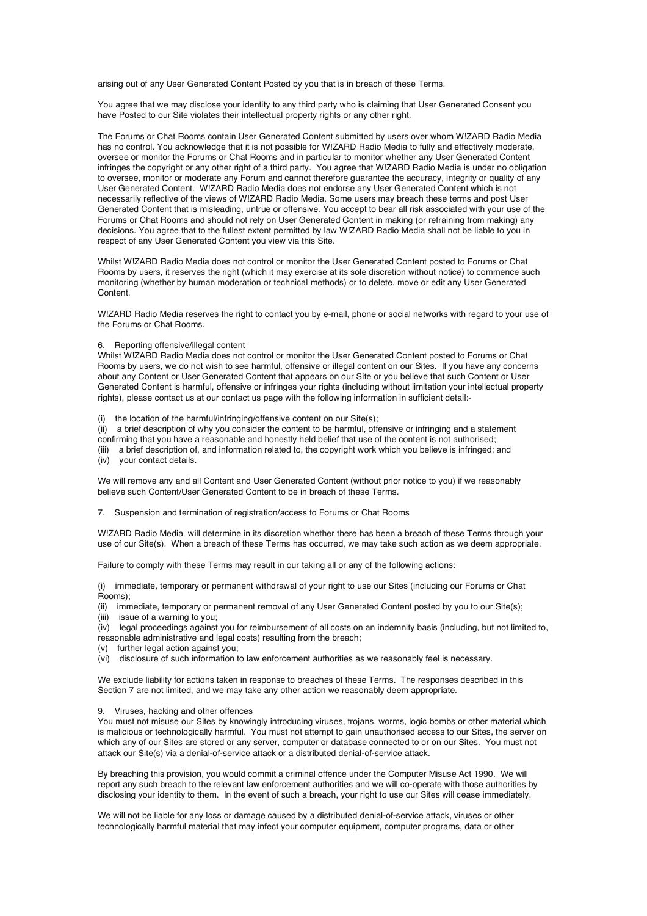arising out of any User Generated Content Posted by you that is in breach of these Terms.

You agree that we may disclose your identity to any third party who is claiming that User Generated Consent you have Posted to our Site violates their intellectual property rights or any other right.

The Forums or Chat Rooms contain User Generated Content submitted by users over whom W!ZARD Radio Media has no control. You acknowledge that it is not possible for W!ZARD Radio Media to fully and effectively moderate, oversee or monitor the Forums or Chat Rooms and in particular to monitor whether any User Generated Content infringes the copyright or any other right of a third party. You agree that W!ZARD Radio Media is under no obligation to oversee, monitor or moderate any Forum and cannot therefore guarantee the accuracy, integrity or quality of any User Generated Content. W!ZARD Radio Media does not endorse any User Generated Content which is not necessarily reflective of the views of W!ZARD Radio Media. Some users may breach these terms and post User Generated Content that is misleading, untrue or offensive. You accept to bear all risk associated with your use of the Forums or Chat Rooms and should not rely on User Generated Content in making (or refraining from making) any decisions. You agree that to the fullest extent permitted by law W!ZARD Radio Media shall not be liable to you in respect of any User Generated Content you view via this Site.

Whilst W!ZARD Radio Media does not control or monitor the User Generated Content posted to Forums or Chat Rooms by users, it reserves the right (which it may exercise at its sole discretion without notice) to commence such monitoring (whether by human moderation or technical methods) or to delete, move or edit any User Generated Content.

W!ZARD Radio Media reserves the right to contact you by e-mail, phone or social networks with regard to your use of the Forums or Chat Rooms.

6. Reporting offensive/illegal content

Whilst W!ZARD Radio Media does not control or monitor the User Generated Content posted to Forums or Chat Rooms by users, we do not wish to see harmful, offensive or illegal content on our Sites. If you have any concerns about any Content or User Generated Content that appears on our Site or you believe that such Content or User Generated Content is harmful, offensive or infringes your rights (including without limitation your intellectual property rights), please contact us at our contact us page with the following information in sufficient detail:-

(i) the location of the harmful/infringing/offensive content on our Site(s);
(ii) a brief description of why you consider the content to be harmful, offensive or infringing and a statement confirming that you have a reasonable and honestly held belief that use of the content is not authorised;
(iii) a brief description of, and information related to, the copyright work which you believe is infringed; and
(iv) your contact details.

We will remove any and all Content and User Generated Content (without prior notice to you) if we reasonably believe such Content/User Generated Content to be in breach of these Terms.

7. Suspension and termination of registration/access to Forums or Chat Rooms

W!ZARD Radio Media will determine in its discretion whether there has been a breach of these Terms through your use of our Site(s). When a breach of these Terms has occurred, we may take such action as we deem appropriate.

Failure to comply with these Terms may result in our taking all or any of the following actions:

(i) immediate, temporary or permanent withdrawal of your right to use our Sites (including our Forums or Chat Rooms);
(ii) immediate, temporary or permanent removal of any User Generated Content posted by you to our Site(s);
(iii) issue of a warning to you;
(iv) legal proceedings against you for reimbursement of all costs on an indemnity basis (including, but not limited to, reasonable administrative and legal costs) resulting from the breach;
(v) further legal action against you;
(vi) disclosure of such information to law enforcement authorities as we reasonably feel is necessary.

We exclude liability for actions taken in response to breaches of these Terms. The responses described in this Section 7 are not limited, and we may take any other action we reasonably deem appropriate.

9. Viruses, hacking and other offences

You must not misuse our Sites by knowingly introducing viruses, trojans, worms, logic bombs or other material which is malicious or technologically harmful. You must not attempt to gain unauthorised access to our Sites, the server on which any of our Sites are stored or any server, computer or database connected to or on our Sites. You must not attack our Site(s) via a denial-of-service attack or a distributed denial-of-service attack.

By breaching this provision, you would commit a criminal offence under the Computer Misuse Act 1990. We will report any such breach to the relevant law enforcement authorities and we will co-operate with those authorities by disclosing your identity to them. In the event of such a breach, your right to use our Sites will cease immediately.

We will not be liable for any loss or damage caused by a distributed denial-of-service attack, viruses or other technologically harmful material that may infect your computer equipment, computer programs, data or other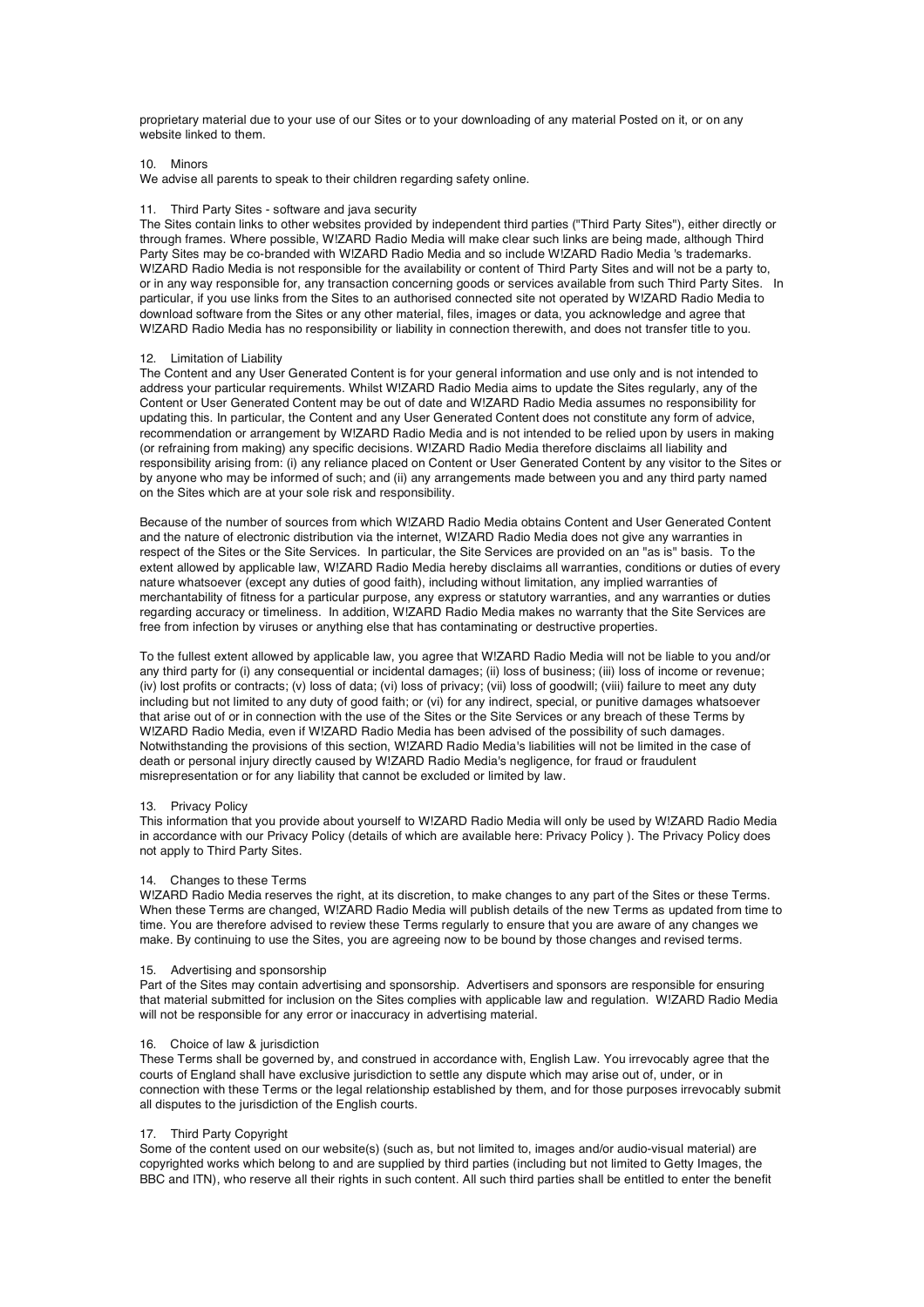proprietary material due to your use of our Sites or to your downloading of any material Posted on it, or on any website linked to them.

## 10. Minors

We advise all parents to speak to their children regarding safety online.

## 11. Third Party Sites - software and java security

The Sites contain links to other websites provided by independent third parties ("Third Party Sites"), either directly or through frames. Where possible, W!ZARD Radio Media will make clear such links are being made, although Third Party Sites may be co-branded with W!ZARD Radio Media and so include W!ZARD Radio Media 's trademarks. W!ZARD Radio Media is not responsible for the availability or content of Third Party Sites and will not be a party to, or in any way responsible for, any transaction concerning goods or services available from such Third Party Sites. In particular, if you use links from the Sites to an authorised connected site not operated by W!ZARD Radio Media to download software from the Sites or any other material, files, images or data, you acknowledge and agree that W!ZARD Radio Media has no responsibility or liability in connection therewith, and does not transfer title to you.

## 12. Limitation of Liability

The Content and any User Generated Content is for your general information and use only and is not intended to address your particular requirements. Whilst W!ZARD Radio Media aims to update the Sites regularly, any of the Content or User Generated Content may be out of date and W!ZARD Radio Media assumes no responsibility for updating this. In particular, the Content and any User Generated Content does not constitute any form of advice, recommendation or arrangement by W!ZARD Radio Media and is not intended to be relied upon by users in making (or refraining from making) any specific decisions. W!ZARD Radio Media therefore disclaims all liability and responsibility arising from: (i) any reliance placed on Content or User Generated Content by any visitor to the Sites or by anyone who may be informed of such; and (ii) any arrangements made between you and any third party named on the Sites which are at your sole risk and responsibility.

Because of the number of sources from which W!ZARD Radio Media obtains Content and User Generated Content and the nature of electronic distribution via the internet, W!ZARD Radio Media does not give any warranties in respect of the Sites or the Site Services. In particular, the Site Services are provided on an "as is" basis. To the extent allowed by applicable law, W!ZARD Radio Media hereby disclaims all warranties, conditions or duties of every nature whatsoever (except any duties of good faith), including without limitation, any implied warranties of merchantability of fitness for a particular purpose, any express or statutory warranties, and any warranties or duties regarding accuracy or timeliness. In addition, W!ZARD Radio Media makes no warranty that the Site Services are free from infection by viruses or anything else that has contaminating or destructive properties.

To the fullest extent allowed by applicable law, you agree that W!ZARD Radio Media will not be liable to you and/or any third party for (i) any consequential or incidental damages; (ii) loss of business; (iii) loss of income or revenue; (iv) lost profits or contracts; (v) loss of data; (vi) loss of privacy; (vii) loss of goodwill; (viii) failure to meet any duty including but not limited to any duty of good faith; or (vi) for any indirect, special, or punitive damages whatsoever that arise out of or in connection with the use of the Sites or the Site Services or any breach of these Terms by W!ZARD Radio Media, even if W!ZARD Radio Media has been advised of the possibility of such damages. Notwithstanding the provisions of this section, W!ZARD Radio Media's liabilities will not be limited in the case of death or personal injury directly caused by W!ZARD Radio Media's negligence, for fraud or fraudulent misrepresentation or for any liability that cannot be excluded or limited by law.

## 13. Privacy Policy

This information that you provide about yourself to W!ZARD Radio Media will only be used by W!ZARD Radio Media in accordance with our Privacy Policy (details of which are available here: Privacy Policy ). The Privacy Policy does not apply to Third Party Sites.

## 14. Changes to these Terms

W!ZARD Radio Media reserves the right, at its discretion, to make changes to any part of the Sites or these Terms. When these Terms are changed, W!ZARD Radio Media will publish details of the new Terms as updated from time to time. You are therefore advised to review these Terms regularly to ensure that you are aware of any changes we make. By continuing to use the Sites, you are agreeing now to be bound by those changes and revised terms.

## 15. Advertising and sponsorship

Part of the Sites may contain advertising and sponsorship. Advertisers and sponsors are responsible for ensuring that material submitted for inclusion on the Sites complies with applicable law and regulation. W!ZARD Radio Media will not be responsible for any error or inaccuracy in advertising material.

## 16. Choice of law & jurisdiction

These Terms shall be governed by, and construed in accordance with, English Law. You irrevocably agree that the courts of England shall have exclusive jurisdiction to settle any dispute which may arise out of, under, or in connection with these Terms or the legal relationship established by them, and for those purposes irrevocably submit all disputes to the jurisdiction of the English courts.

## 17. Third Party Copyright

Some of the content used on our website(s) (such as, but not limited to, images and/or audio-visual material) are copyrighted works which belong to and are supplied by third parties (including but not limited to Getty Images, the BBC and ITN), who reserve all their rights in such content. All such third parties shall be entitled to enter the benefit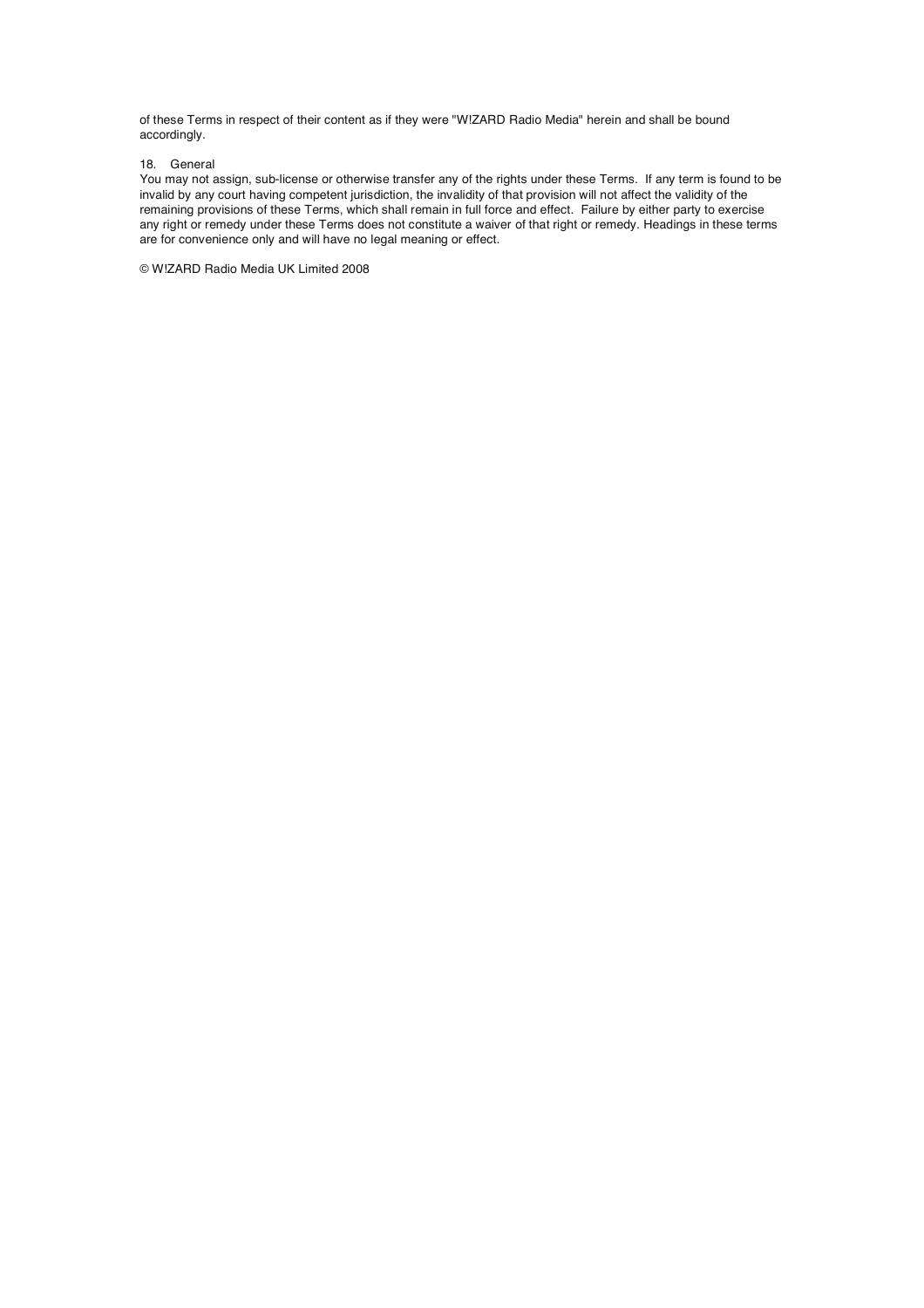of these Terms in respect of their content as if they were "W!ZARD Radio Media" herein and shall be bound accordingly.

## 18. General

You may not assign, sub-license or otherwise transfer any of the rights under these Terms. If any term is found to be invalid by any court having competent jurisdiction, the invalidity of that provision will not affect the validity of the remaining provisions of these Terms, which shall remain in full force and effect. Failure by either party to exercise any right or remedy under these Terms does not constitute a waiver of that right or remedy. Headings in these terms are for convenience only and will have no legal meaning or effect.

© W!ZARD Radio Media UK Limited 2008